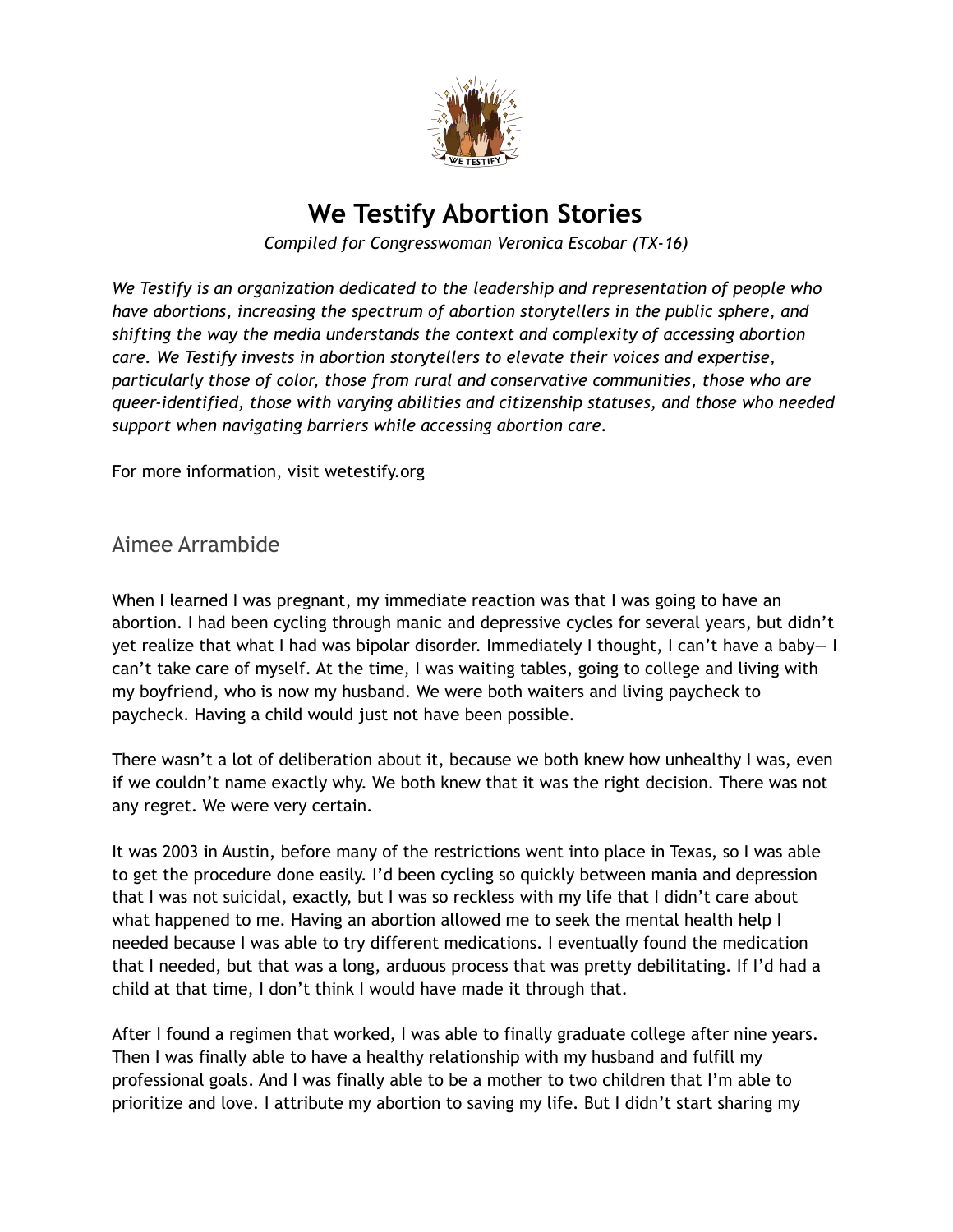# We Testify Abortion Stories

*Compiled for Congresswoman Veronica Escobar (TX-16)*

*We Testify is an organization dedicated to the leadership and representation of people who have abortions, increasing the spectrum of abortion storytellers in the public sphere, and shifting the way the media understands the context and complexity of accessing abortion care. We Testify invests in abortion storytellers to elevate their voices and expertise, particularly those of color, those from rural and conservative communities, those who are queer-identified, those with varying abilities and citizenship statuses, and those who needed support when navigating barriers while accessing abortion care.*

For more information, visit wetestify.org

## Aimee Arrambide

When I learned I was pregnant, my immediate reaction was that I was going to have an abortion. I had been cycling through manic and depressive cycles for several years, but didn't yet realize that what I had was bipolar disorder. Immediately I thought, I can't have a baby— I can't take care of myself. At the time, I was waiting tables, going to college and living with my boyfriend, who is now my husband. We were both waiters and living paycheck to paycheck. Having a child would just not have been possible.

There wasn't a lot of deliberation about it, because we both knew how unhealthy I was, even if we couldn't name exactly why. We both knew that it was the right decision. There was not any regret. We were very certain.

It was 2003 in Austin, before many of the restrictions went into place in Texas, so I was able to get the procedure done easily. I'd been cycling so quickly between mania and depression that I was not suicidal, exactly, but I was so reckless with my life that I didn't care about what happened to me. Having an abortion allowed me to seek the mental health help I needed because I was able to try different medications. I eventually found the medication that I needed, but that was a long, arduous process that was pretty debilitating. If I'd had a child at that time, I don't think I would have made it through that.

After I found a regimen that worked, I was able to finally graduate college after nine years. Then I was finally able to have a healthy relationship with my husband and fulfill my professional goals. And I was finally able to be a mother to two children that I'm able to prioritize and love. I attribute my abortion to saving my life. But I didn't start sharing my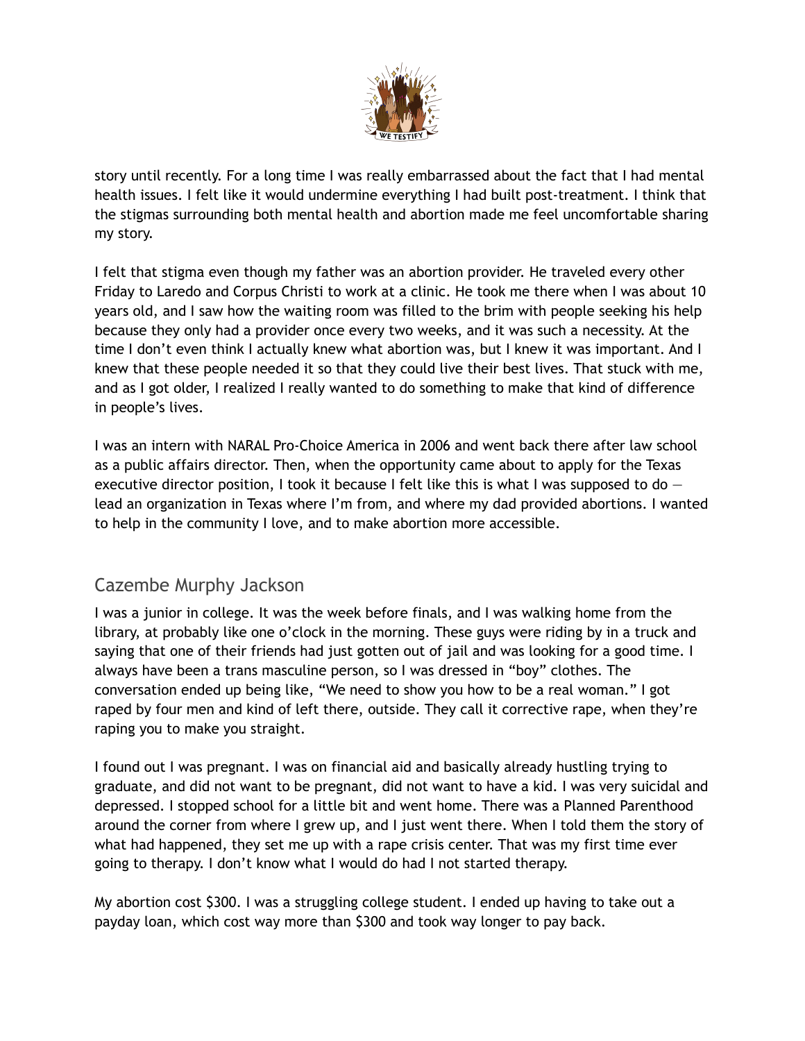story until recently. For a long time I was really embarrassed about the fact that I had mental health issues. I felt like it would undermine everything I had built post-treatment. I think that the stigmas surrounding both mental health and abortion made me feel uncomfortable sharing my story.

I felt that stigma even though my father was an abortion provider. He traveled every other Friday to Laredo and Corpus Christi to work at a clinic. He took me there when I was about 10 years old, and I saw how the waiting room was filled to the brim with people seeking his help because they only had a provider once every two weeks, and it was such a necessity. At the time I don't even think I actually knew what abortion was, but I knew it was important. And I knew that these people needed it so that they could live their best lives. That stuck with me, and as I got older, I realized I really wanted to do something to make that kind of difference in people's lives.

I was an intern with NARAL Pro-Choice America in 2006 and went back there after law school as a public affairs director. Then, when the opportunity came about to apply for the Texas executive director position, I took it because I felt like this is what I was supposed to do — lead an organization in Texas where I'm from, and where my dad provided abortions. I wanted to help in the community I love, and to make abortion more accessible.

## Cazembe Murphy Jackson

I was a junior in college. It was the week before finals, and I was walking home from the library, at probably like one o'clock in the morning. These guys were riding by in a truck and saying that one of their friends had just gotten out of jail and was looking for a good time. I always have been a trans masculine person, so I was dressed in "boy" clothes. The conversation ended up being like, "We need to show you how to be a real woman." I got raped by four men and kind of left there, outside. They call it corrective rape, when they're raping you to make you straight.

I found out I was pregnant. I was on financial aid and basically already hustling trying to graduate, and did not want to be pregnant, did not want to have a kid. I was very suicidal and depressed. I stopped school for a little bit and went home. There was a Planned Parenthood around the corner from where I grew up, and I just went there. When I told them the story of what had happened, they set me up with a rape crisis center. That was my first time ever going to therapy. I don't know what I would do had I not started therapy.

My abortion cost $300. I was a struggling college student. I ended up having to take out a payday loan, which cost way more than $300 and took way longer to pay back.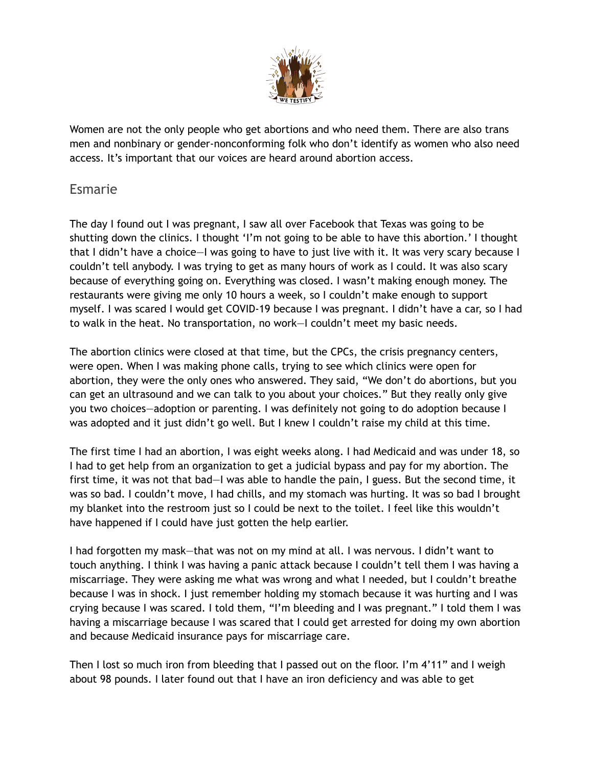Women are not the only people who get abortions and who need them. There are also trans men and nonbinary or gender-nonconforming folk who don't identify as women who also need access. It's important that our voices are heard around abortion access.

## Esmarie

The day I found out I was pregnant, I saw all over Facebook that Texas was going to be shutting down the clinics. I thought 'I'm not going to be able to have this abortion.' I thought that I didn't have a choice—I was going to have to just live with it. It was very scary because I couldn't tell anybody. I was trying to get as many hours of work as I could. It was also scary because of everything going on. Everything was closed. I wasn't making enough money. The restaurants were giving me only 10 hours a week, so I couldn't make enough to support myself. I was scared I would get COVID-19 because I was pregnant. I didn't have a car, so I had to walk in the heat. No transportation, no work—I couldn't meet my basic needs.

The abortion clinics were closed at that time, but the CPCs, the crisis pregnancy centers, were open. When I was making phone calls, trying to see which clinics were open for abortion, they were the only ones who answered. They said, "We don't do abortions, but you can get an ultrasound and we can talk to you about your choices." But they really only give you two choices—adoption or parenting. I was definitely not going to do adoption because I was adopted and it just didn't go well. But I knew I couldn't raise my child at this time.

The first time I had an abortion, I was eight weeks along. I had Medicaid and was under 18, so I had to get help from an organization to get a judicial bypass and pay for my abortion. The first time, it was not that bad—I was able to handle the pain, I guess. But the second time, it was so bad. I couldn't move, I had chills, and my stomach was hurting. It was so bad I brought my blanket into the restroom just so I could be next to the toilet. I feel like this wouldn't have happened if I could have just gotten the help earlier.

I had forgotten my mask—that was not on my mind at all. I was nervous. I didn't want to touch anything. I think I was having a panic attack because I couldn't tell them I was having a miscarriage. They were asking me what was wrong and what I needed, but I couldn't breathe because I was in shock. I just remember holding my stomach because it was hurting and I was crying because I was scared. I told them, "I'm bleeding and I was pregnant." I told them I was having a miscarriage because I was scared that I could get arrested for doing my own abortion and because Medicaid insurance pays for miscarriage care.

Then I lost so much iron from bleeding that I passed out on the floor. I'm 4'11" and I weigh about 98 pounds. I later found out that I have an iron deficiency and was able to get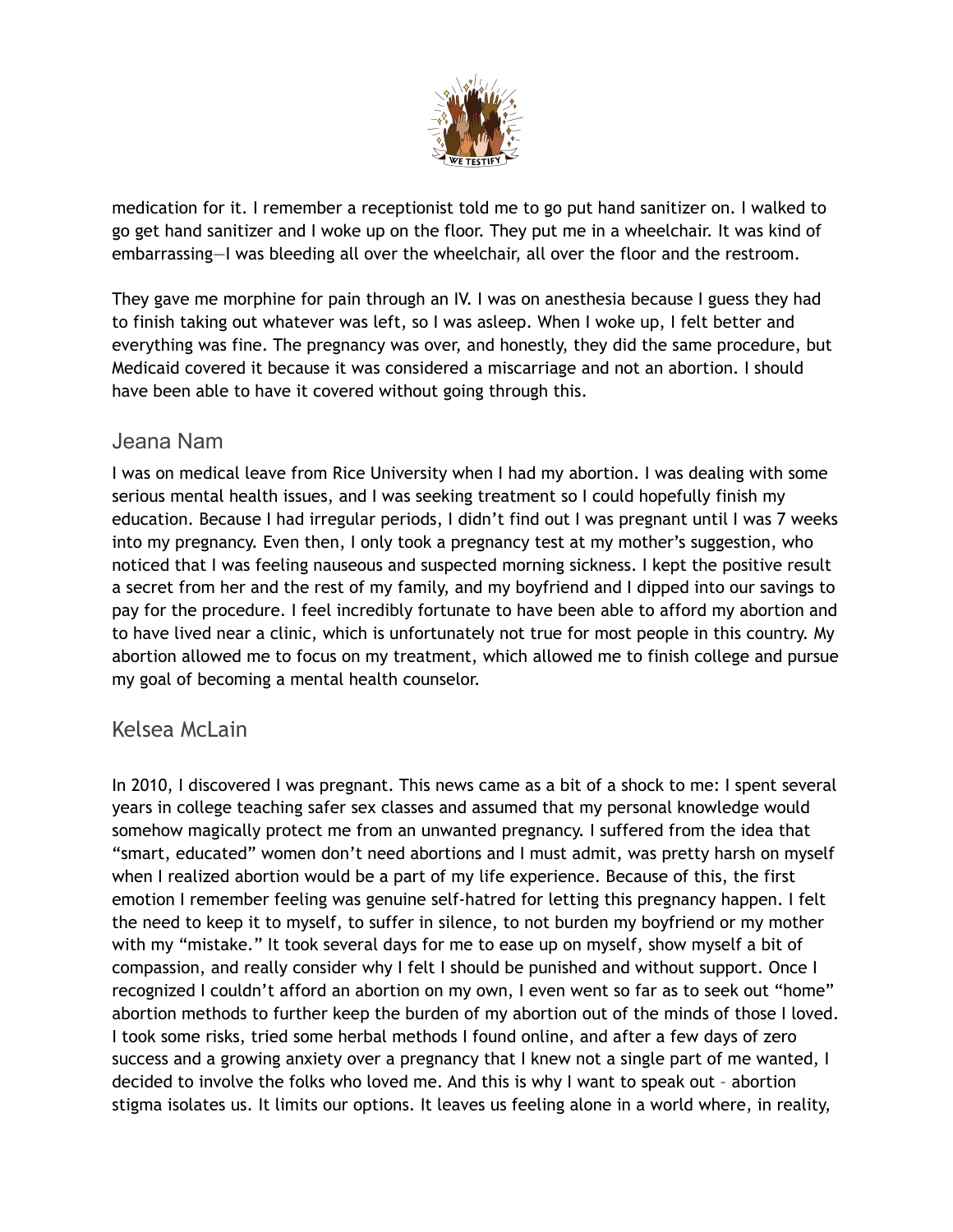medication for it. I remember a receptionist told me to go put hand sanitizer on. I walked to go get hand sanitizer and I woke up on the floor. They put me in a wheelchair. It was kind of embarrassing—I was bleeding all over the wheelchair, all over the floor and the restroom.

They gave me morphine for pain through an IV. I was on anesthesia because I guess they had to finish taking out whatever was left, so I was asleep. When I woke up, I felt better and everything was fine. The pregnancy was over, and honestly, they did the same procedure, but Medicaid covered it because it was considered a miscarriage and not an abortion. I should have been able to have it covered without going through this.

## Jeana Nam

I was on medical leave from Rice University when I had my abortion. I was dealing with some serious mental health issues, and I was seeking treatment so I could hopefully finish my education. Because I had irregular periods, I didn't find out I was pregnant until I was 7 weeks into my pregnancy. Even then, I only took a pregnancy test at my mother's suggestion, who noticed that I was feeling nauseous and suspected morning sickness. I kept the positive result a secret from her and the rest of my family, and my boyfriend and I dipped into our savings to pay for the procedure. I feel incredibly fortunate to have been able to afford my abortion and to have lived near a clinic, which is unfortunately not true for most people in this country. My abortion allowed me to focus on my treatment, which allowed me to finish college and pursue my goal of becoming a mental health counselor.

## Kelsea McLain

In 2010, I discovered I was pregnant. This news came as a bit of a shock to me: I spent several years in college teaching safer sex classes and assumed that my personal knowledge would somehow magically protect me from an unwanted pregnancy. I suffered from the idea that "smart, educated" women don't need abortions and I must admit, was pretty harsh on myself when I realized abortion would be a part of my life experience. Because of this, the first emotion I remember feeling was genuine self-hatred for letting this pregnancy happen. I felt the need to keep it to myself, to suffer in silence, to not burden my boyfriend or my mother with my "mistake." It took several days for me to ease up on myself, show myself a bit of compassion, and really consider why I felt I should be punished and without support. Once I recognized I couldn't afford an abortion on my own, I even went so far as to seek out "home" abortion methods to further keep the burden of my abortion out of the minds of those I loved. I took some risks, tried some herbal methods I found online, and after a few days of zero success and a growing anxiety over a pregnancy that I knew not a single part of me wanted, I decided to involve the folks who loved me. And this is why I want to speak out – abortion stigma isolates us. It limits our options. It leaves us feeling alone in a world where, in reality,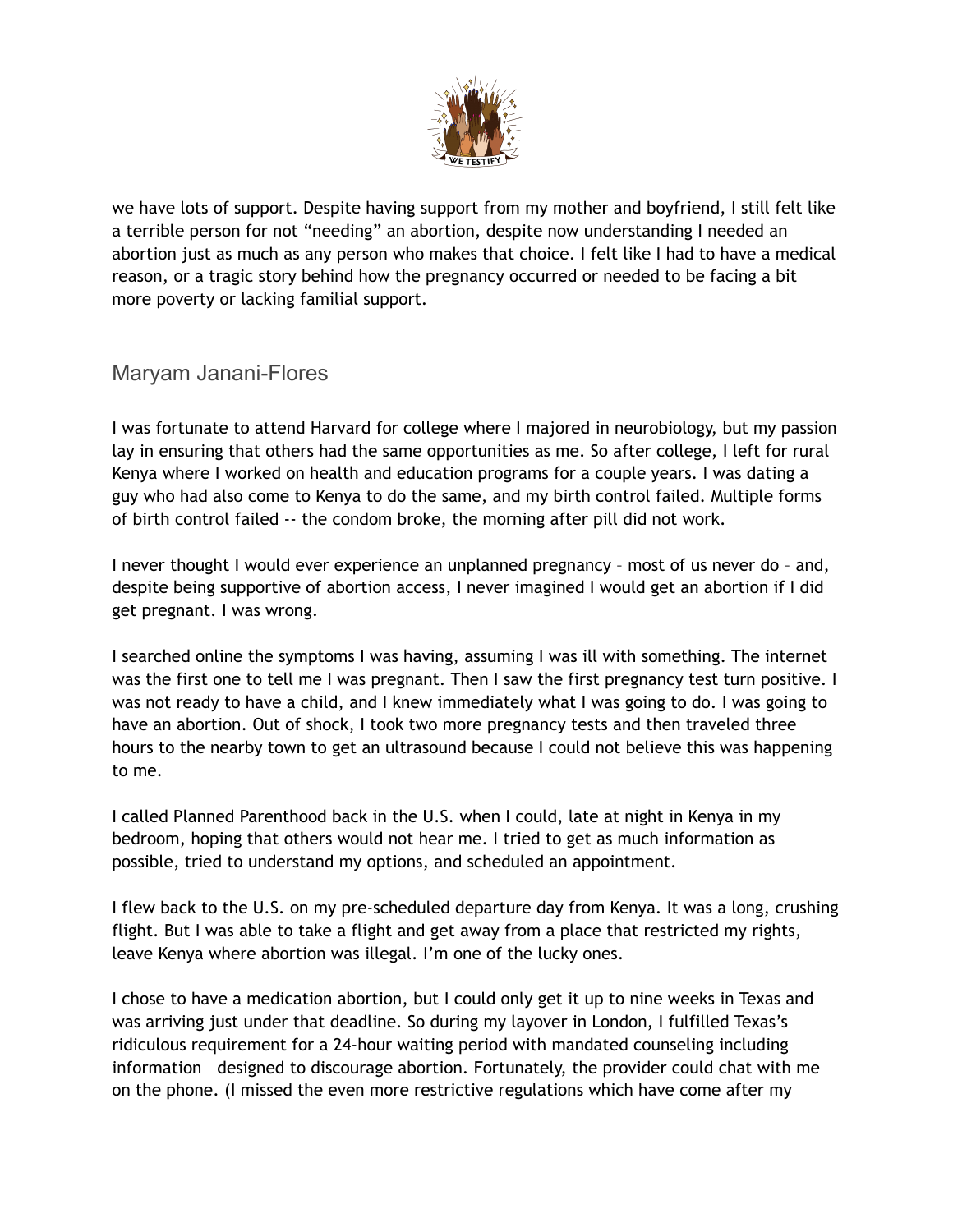we have lots of support. Despite having support from my mother and boyfriend, I still felt like a terrible person for not "needing" an abortion, despite now understanding I needed an abortion just as much as any person who makes that choice. I felt like I had to have a medical reason, or a tragic story behind how the pregnancy occurred or needed to be facing a bit more poverty or lacking familial support.

## Maryam Janani-Flores

I was fortunate to attend Harvard for college where I majored in neurobiology, but my passion lay in ensuring that others had the same opportunities as me. So after college, I left for rural Kenya where I worked on health and education programs for a couple years. I was dating a guy who had also come to Kenya to do the same, and my birth control failed. Multiple forms of birth control failed -- the condom broke, the morning after pill did not work.

I never thought I would ever experience an unplanned pregnancy – most of us never do – and, despite being supportive of abortion access, I never imagined I would get an abortion if I did get pregnant. I was wrong.

I searched online the symptoms I was having, assuming I was ill with something. The internet was the first one to tell me I was pregnant. Then I saw the first pregnancy test turn positive. I was not ready to have a child, and I knew immediately what I was going to do. I was going to have an abortion. Out of shock, I took two more pregnancy tests and then traveled three hours to the nearby town to get an ultrasound because I could not believe this was happening to me.

I called Planned Parenthood back in the U.S. when I could, late at night in Kenya in my bedroom, hoping that others would not hear me. I tried to get as much information as possible, tried to understand my options, and scheduled an appointment.

I flew back to the U.S. on my pre-scheduled departure day from Kenya. It was a long, crushing flight. But I was able to take a flight and get away from a place that restricted my rights, leave Kenya where abortion was illegal. I'm one of the lucky ones.

I chose to have a medication abortion, but I could only get it up to nine weeks in Texas and was arriving just under that deadline. So during my layover in London, I fulfilled Texas's ridiculous requirement for a 24-hour waiting period with mandated counseling including information designed to discourage abortion. Fortunately, the provider could chat with me on the phone. (I missed the even more restrictive regulations which have come after my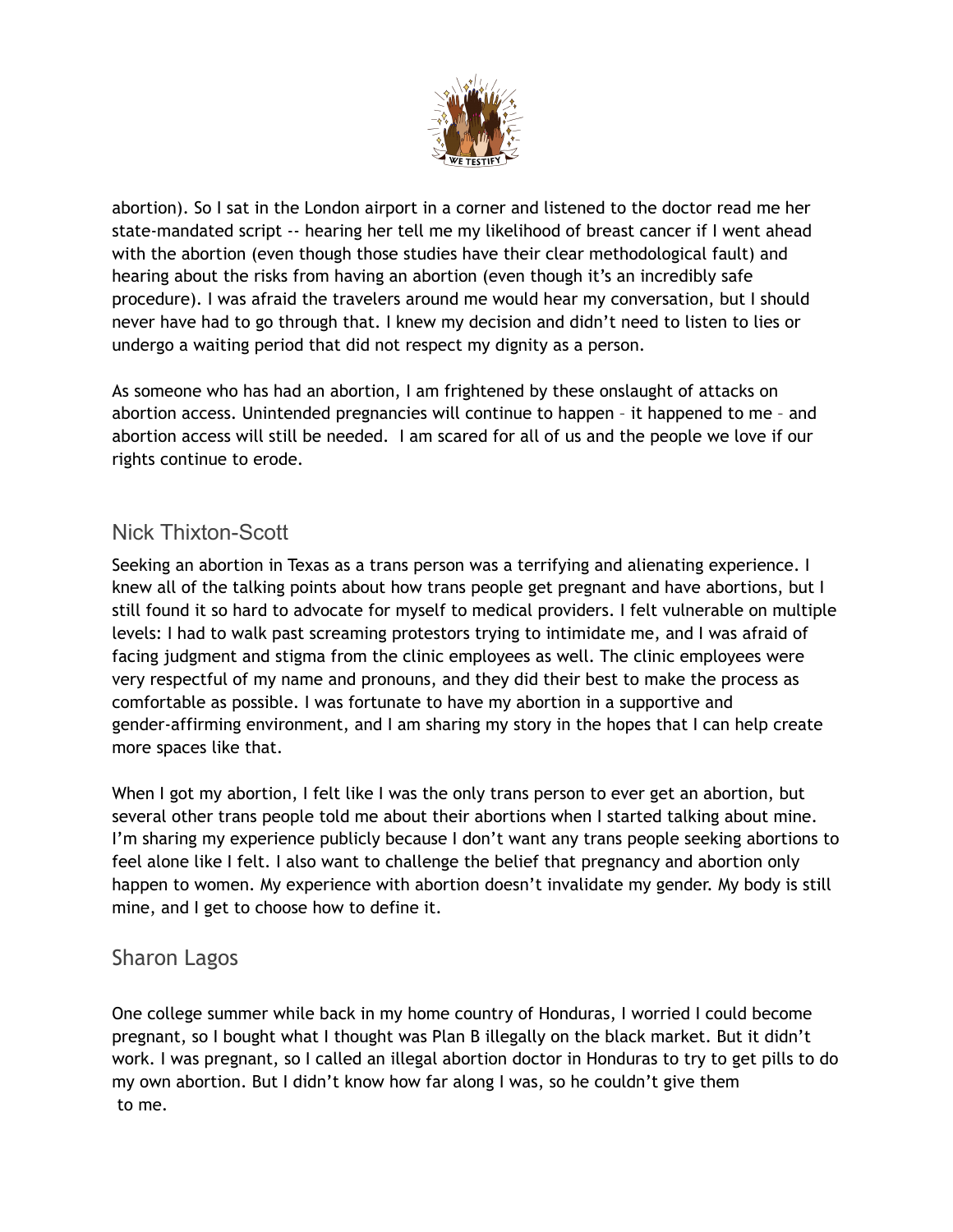abortion). So I sat in the London airport in a corner and listened to the doctor read me her state-mandated script -- hearing her tell me my likelihood of breast cancer if I went ahead with the abortion (even though those studies have their clear methodological fault) and hearing about the risks from having an abortion (even though it's an incredibly safe procedure). I was afraid the travelers around me would hear my conversation, but I should never have had to go through that. I knew my decision and didn't need to listen to lies or undergo a waiting period that did not respect my dignity as a person.

As someone who has had an abortion, I am frightened by these onslaught of attacks on abortion access. Unintended pregnancies will continue to happen – it happened to me – and abortion access will still be needed. I am scared for all of us and the people we love if our rights continue to erode.

## Nick Thixton-Scott

Seeking an abortion in Texas as a trans person was a terrifying and alienating experience. I knew all of the talking points about how trans people get pregnant and have abortions, but I still found it so hard to advocate for myself to medical providers. I felt vulnerable on multiple levels: I had to walk past screaming protestors trying to intimidate me, and I was afraid of facing judgment and stigma from the clinic employees as well. The clinic employees were very respectful of my name and pronouns, and they did their best to make the process as comfortable as possible. I was fortunate to have my abortion in a supportive and gender-affirming environment, and I am sharing my story in the hopes that I can help create more spaces like that.

When I got my abortion, I felt like I was the only trans person to ever get an abortion, but several other trans people told me about their abortions when I started talking about mine. I'm sharing my experience publicly because I don't want any trans people seeking abortions to feel alone like I felt. I also want to challenge the belief that pregnancy and abortion only happen to women. My experience with abortion doesn't invalidate my gender. My body is still mine, and I get to choose how to define it.

## Sharon Lagos

One college summer while back in my home country of Honduras, I worried I could become pregnant, so I bought what I thought was Plan B illegally on the black market. But it didn't work. I was pregnant, so I called an illegal abortion doctor in Honduras to try to get pills to do my own abortion. But I didn't know how far along I was, so he couldn't give them to me.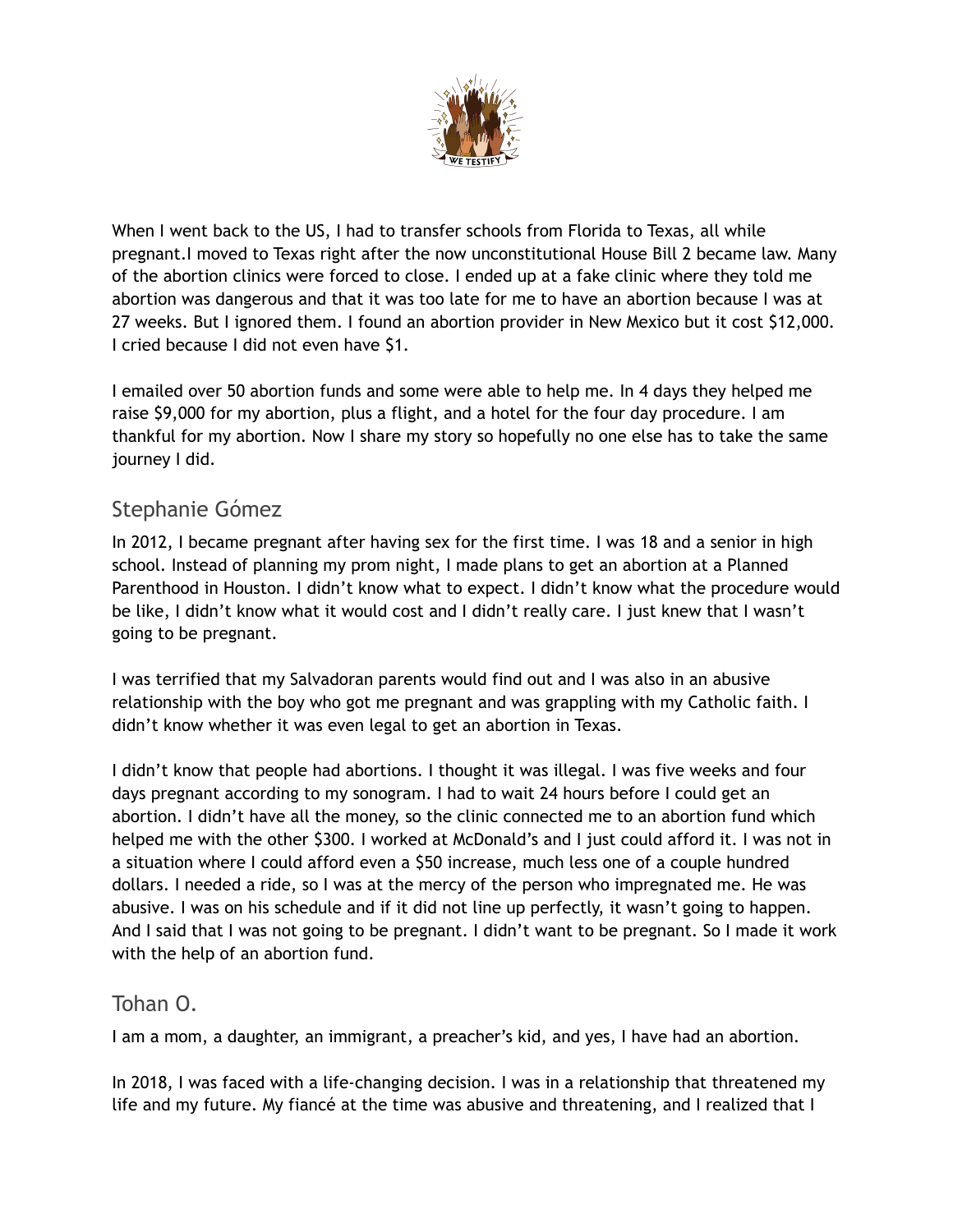When I went back to the US, I had to transfer schools from Florida to Texas, all while pregnant.I moved to Texas right after the now unconstitutional House Bill 2 became law. Many of the abortion clinics were forced to close. I ended up at a fake clinic where they told me abortion was dangerous and that it was too late for me to have an abortion because I was at 27 weeks. But I ignored them. I found an abortion provider in New Mexico but it cost $12,000. I cried because I did not even have $1.

I emailed over 50 abortion funds and some were able to help me. In 4 days they helped me raise $9,000 for my abortion, plus a flight, and a hotel for the four day procedure. I am thankful for my abortion. Now I share my story so hopefully no one else has to take the same journey I did.

## Stephanie Gómez

In 2012, I became pregnant after having sex for the first time. I was 18 and a senior in high school. Instead of planning my prom night, I made plans to get an abortion at a Planned Parenthood in Houston. I didn't know what to expect. I didn't know what the procedure would be like, I didn't know what it would cost and I didn't really care. I just knew that I wasn't going to be pregnant.

I was terrified that my Salvadoran parents would find out and I was also in an abusive relationship with the boy who got me pregnant and was grappling with my Catholic faith. I didn't know whether it was even legal to get an abortion in Texas.

I didn't know that people had abortions. I thought it was illegal. I was five weeks and four days pregnant according to my sonogram. I had to wait 24 hours before I could get an abortion. I didn't have all the money, so the clinic connected me to an abortion fund which helped me with the other $300. I worked at McDonald's and I just could afford it. I was not in a situation where I could afford even a $50 increase, much less one of a couple hundred dollars. I needed a ride, so I was at the mercy of the person who impregnated me. He was abusive. I was on his schedule and if it did not line up perfectly, it wasn't going to happen. And I said that I was not going to be pregnant. I didn't want to be pregnant. So I made it work with the help of an abortion fund.

## Tohan O.

I am a mom, a daughter, an immigrant, a preacher's kid, and yes, I have had an abortion.

In 2018, I was faced with a life-changing decision. I was in a relationship that threatened my life and my future. My fiancé at the time was abusive and threatening, and I realized that I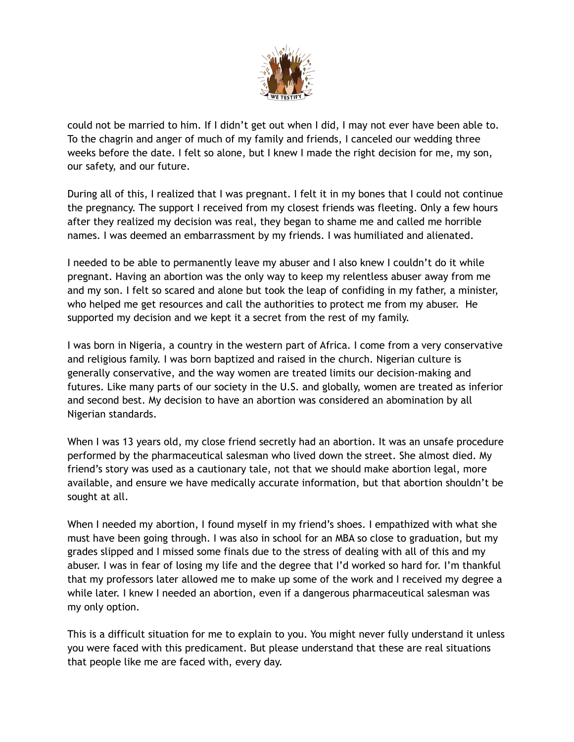could not be married to him. If I didn't get out when I did, I may not ever have been able to. To the chagrin and anger of much of my family and friends, I canceled our wedding three weeks before the date. I felt so alone, but I knew I made the right decision for me, my son, our safety, and our future.

During all of this, I realized that I was pregnant. I felt it in my bones that I could not continue the pregnancy. The support I received from my closest friends was fleeting. Only a few hours after they realized my decision was real, they began to shame me and called me horrible names. I was deemed an embarrassment by my friends. I was humiliated and alienated.

I needed to be able to permanently leave my abuser and I also knew I couldn't do it while pregnant. Having an abortion was the only way to keep my relentless abuser away from me and my son. I felt so scared and alone but took the leap of confiding in my father, a minister, who helped me get resources and call the authorities to protect me from my abuser. He supported my decision and we kept it a secret from the rest of my family.

I was born in Nigeria, a country in the western part of Africa. I come from a very conservative and religious family. I was born baptized and raised in the church. Nigerian culture is generally conservative, and the way women are treated limits our decision-making and futures. Like many parts of our society in the U.S. and globally, women are treated as inferior and second best. My decision to have an abortion was considered an abomination by all Nigerian standards.

When I was 13 years old, my close friend secretly had an abortion. It was an unsafe procedure performed by the pharmaceutical salesman who lived down the street. She almost died. My friend's story was used as a cautionary tale, not that we should make abortion legal, more available, and ensure we have medically accurate information, but that abortion shouldn't be sought at all.

When I needed my abortion, I found myself in my friend's shoes. I empathized with what she must have been going through. I was also in school for an MBA so close to graduation, but my grades slipped and I missed some finals due to the stress of dealing with all of this and my abuser. I was in fear of losing my life and the degree that I'd worked so hard for. I'm thankful that my professors later allowed me to make up some of the work and I received my degree a while later. I knew I needed an abortion, even if a dangerous pharmaceutical salesman was my only option.

This is a difficult situation for me to explain to you. You might never fully understand it unless you were faced with this predicament. But please understand that these are real situations that people like me are faced with, every day.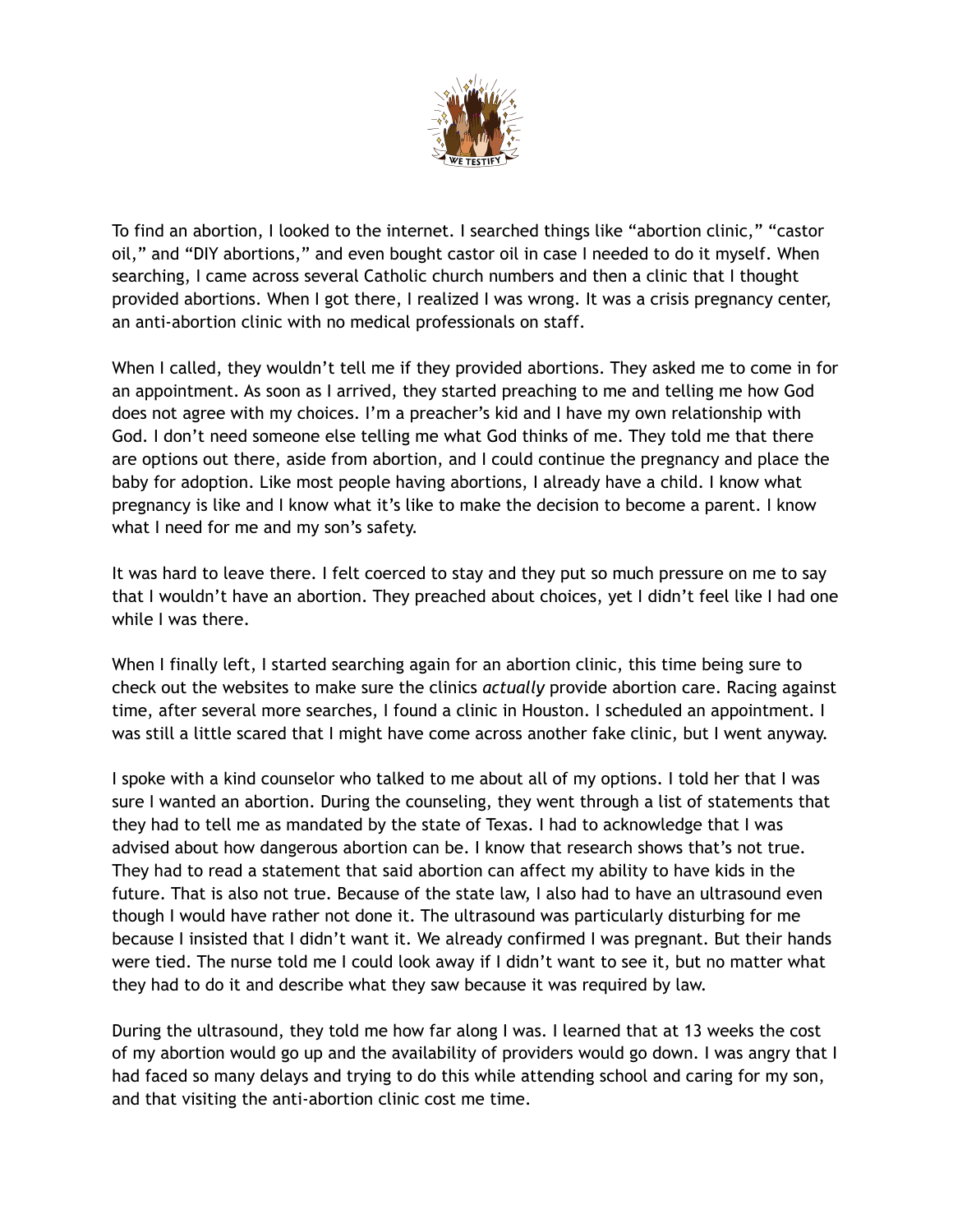To find an abortion, I looked to the internet. I searched things like "abortion clinic," "castor oil," and "DIY abortions," and even bought castor oil in case I needed to do it myself. When searching, I came across several Catholic church numbers and then a clinic that I thought provided abortions. When I got there, I realized I was wrong. It was a crisis pregnancy center, an anti-abortion clinic with no medical professionals on staff.

When I called, they wouldn't tell me if they provided abortions. They asked me to come in for an appointment. As soon as I arrived, they started preaching to me and telling me how God does not agree with my choices. I'm a preacher's kid and I have my own relationship with God. I don't need someone else telling me what God thinks of me. They told me that there are options out there, aside from abortion, and I could continue the pregnancy and place the baby for adoption. Like most people having abortions, I already have a child. I know what pregnancy is like and I know what it's like to make the decision to become a parent. I know what I need for me and my son's safety.

It was hard to leave there. I felt coerced to stay and they put so much pressure on me to say that I wouldn't have an abortion. They preached about choices, yet I didn't feel like I had one while I was there.

When I finally left, I started searching again for an abortion clinic, this time being sure to check out the websites to make sure the clinics *actually* provide abortion care. Racing against time, after several more searches, I found a clinic in Houston. I scheduled an appointment. I was still a little scared that I might have come across another fake clinic, but I went anyway.

I spoke with a kind counselor who talked to me about all of my options. I told her that I was sure I wanted an abortion. During the counseling, they went through a list of statements that they had to tell me as mandated by the state of Texas. I had to acknowledge that I was advised about how dangerous abortion can be. I know that research shows that's not true. They had to read a statement that said abortion can affect my ability to have kids in the future. That is also not true. Because of the state law, I also had to have an ultrasound even though I would have rather not done it. The ultrasound was particularly disturbing for me because I insisted that I didn't want it. We already confirmed I was pregnant. But their hands were tied. The nurse told me I could look away if I didn't want to see it, but no matter what they had to do it and describe what they saw because it was required by law.

During the ultrasound, they told me how far along I was. I learned that at 13 weeks the cost of my abortion would go up and the availability of providers would go down. I was angry that I had faced so many delays and trying to do this while attending school and caring for my son, and that visiting the anti-abortion clinic cost me time.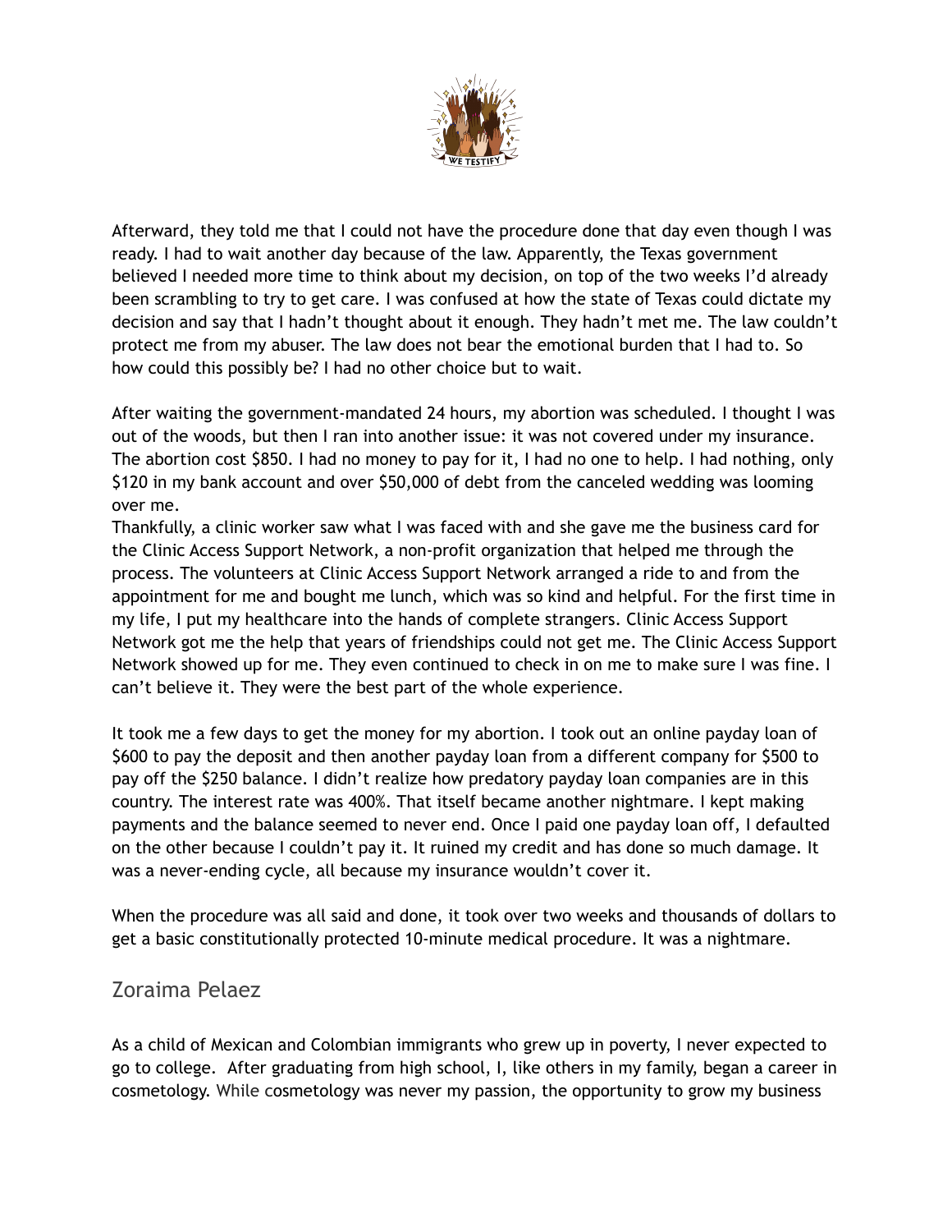Afterward, they told me that I could not have the procedure done that day even though I was ready. I had to wait another day because of the law. Apparently, the Texas government believed I needed more time to think about my decision, on top of the two weeks I'd already been scrambling to try to get care. I was confused at how the state of Texas could dictate my decision and say that I hadn't thought about it enough. They hadn't met me. The law couldn't protect me from my abuser. The law does not bear the emotional burden that I had to. So how could this possibly be? I had no other choice but to wait.

After waiting the government-mandated 24 hours, my abortion was scheduled. I thought I was out of the woods, but then I ran into another issue: it was not covered under my insurance. The abortion cost $850. I had no money to pay for it, I had no one to help. I had nothing, only $120 in my bank account and over $50,000 of debt from the canceled wedding was looming over me.

Thankfully, a clinic worker saw what I was faced with and she gave me the business card for the Clinic Access Support Network, a non-profit organization that helped me through the process. The volunteers at Clinic Access Support Network arranged a ride to and from the appointment for me and bought me lunch, which was so kind and helpful. For the first time in my life, I put my healthcare into the hands of complete strangers. Clinic Access Support Network got me the help that years of friendships could not get me. The Clinic Access Support Network showed up for me. They even continued to check in on me to make sure I was fine. I can't believe it. They were the best part of the whole experience.

It took me a few days to get the money for my abortion. I took out an online payday loan of $600 to pay the deposit and then another payday loan from a different company for $500 to pay off the $250 balance. I didn't realize how predatory payday loan companies are in this country. The interest rate was 400%. That itself became another nightmare. I kept making payments and the balance seemed to never end. Once I paid one payday loan off, I defaulted on the other because I couldn't pay it. It ruined my credit and has done so much damage. It was a never-ending cycle, all because my insurance wouldn't cover it.

When the procedure was all said and done, it took over two weeks and thousands of dollars to get a basic constitutionally protected 10-minute medical procedure. It was a nightmare.

## Zoraima Pelaez

As a child of Mexican and Colombian immigrants who grew up in poverty, I never expected to go to college. After graduating from high school, I, like others in my family, began a career in cosmetology. While cosmetology was never my passion, the opportunity to grow my business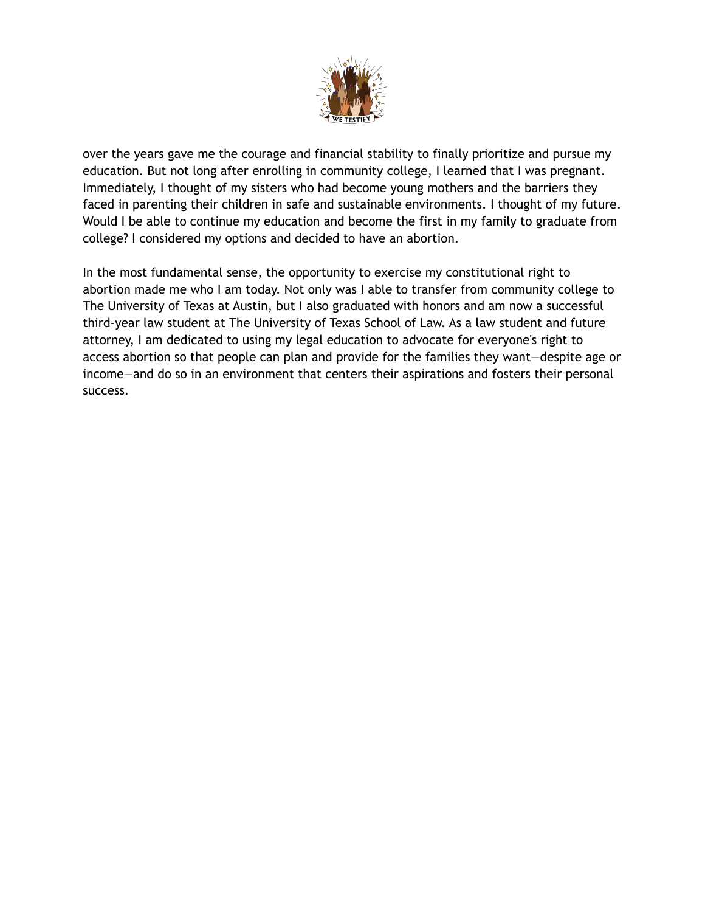over the years gave me the courage and financial stability to finally prioritize and pursue my education. But not long after enrolling in community college, I learned that I was pregnant. Immediately, I thought of my sisters who had become young mothers and the barriers they faced in parenting their children in safe and sustainable environments. I thought of my future. Would I be able to continue my education and become the first in my family to graduate from college? I considered my options and decided to have an abortion.

In the most fundamental sense, the opportunity to exercise my constitutional right to abortion made me who I am today. Not only was I able to transfer from community college to The University of Texas at Austin, but I also graduated with honors and am now a successful third-year law student at The University of Texas School of Law. As a law student and future attorney, I am dedicated to using my legal education to advocate for everyone's right to access abortion so that people can plan and provide for the families they want—despite age or income—and do so in an environment that centers their aspirations and fosters their personal success.